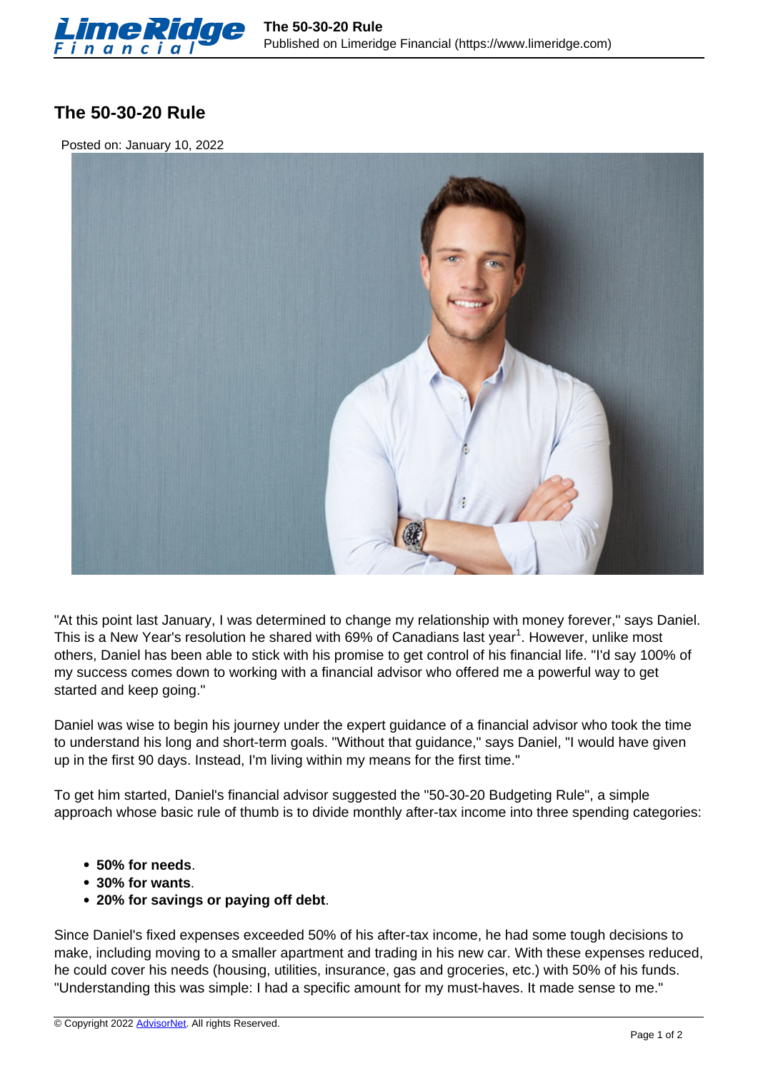# The 50-30-20 Rule

Posted on: January 10, 2022

"At this point last January, I was determined to change my relationship with money forever," says Daniel. This is a New Year's resolution he shared with 69% of Canadians last year[1]. However, unlike most others, Daniel has been able to stick with his promise to get control of his financial life. "I'd say 100% of my success comes down to working with a financial advisor who offered me a powerful way to get started and keep going."

Daniel was wise to begin his journey under the expert guidance of a financial advisor who took the time to understand his long and short-term goals. "Without that guidance," says Daniel, "I would have given up in the first 90 days. Instead, I'm living within my means for the first time."

To get him started, Daniel's financial advisor suggested the "50-30-20 Budgeting Rule", a simple approach whose basic rule of thumb is to divide monthly after-tax income into three spending categories:

- **50% for needs**.
- **30% for wants**.
- **20% for savings or paying off debt**.

Since Daniel's fixed expenses exceeded 50% of his after-tax income, he had some tough decisions to make, including moving to a smaller apartment and trading in his new car. With these expenses reduced, he could cover his needs (housing, utilities, insurance, gas and groceries, etc.) with 50% of his funds. "Understanding this was simple: I had a specific amount for my must-haves. It made sense to me."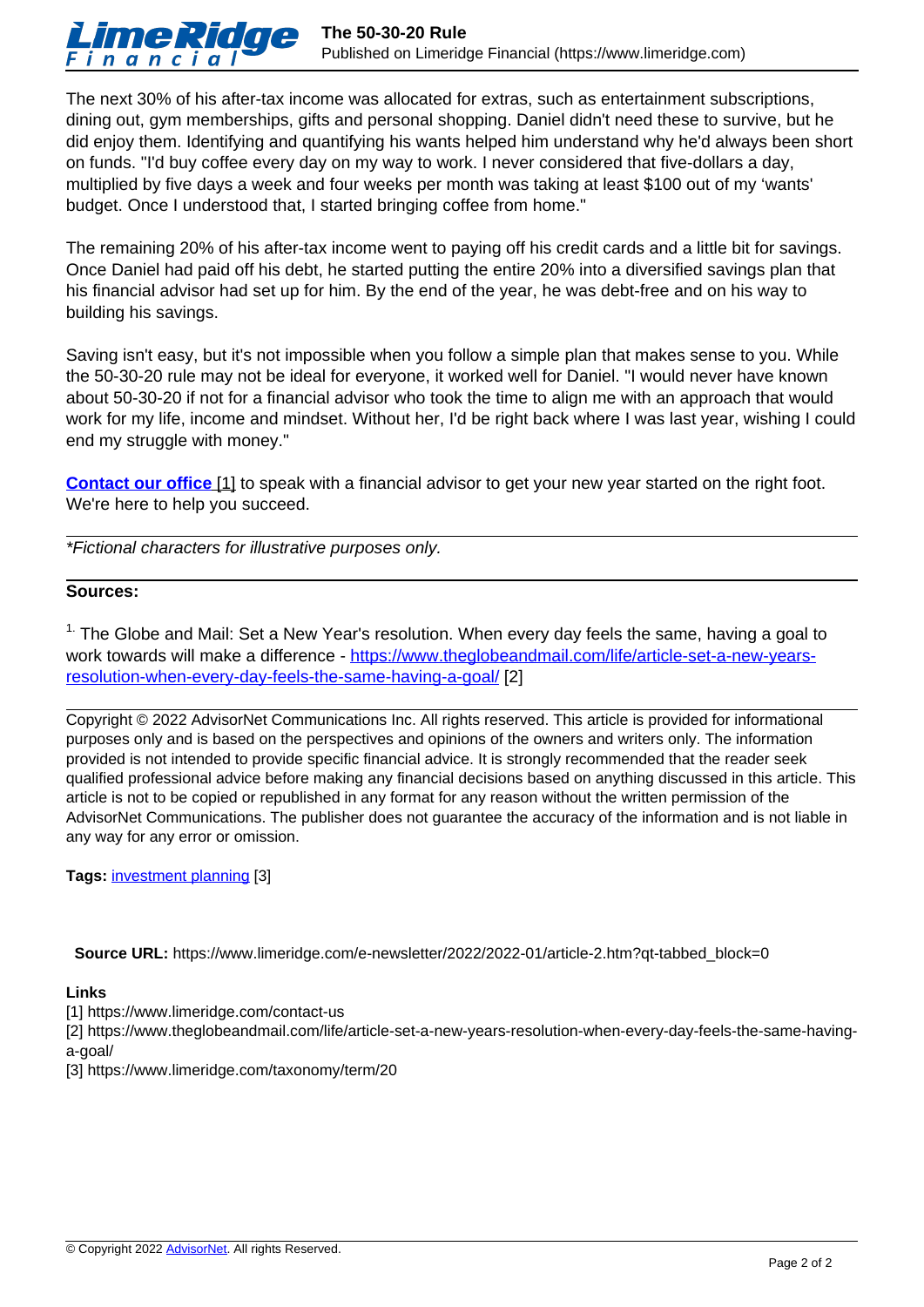The next 30% of his after-tax income was allocated for extras, such as entertainment subscriptions, dining out, gym memberships, gifts and personal shopping. Daniel didn't need these to survive, but he did enjoy them. Identifying and quantifying his wants helped him understand why he'd always been short on funds. "I'd buy coffee every day on my way to work. I never considered that five-dollars a day, multiplied by five days a week and four weeks per month was taking at least $100 out of my 'wants' budget. Once I understood that, I started bringing coffee from home."

The remaining 20% of his after-tax income went to paying off his credit cards and a little bit for savings. Once Daniel had paid off his debt, he started putting the entire 20% into a diversified savings plan that his financial advisor had set up for him. By the end of the year, he was debt-free and on his way to building his savings.

Saving isn't easy, but it's not impossible when you follow a simple plan that makes sense to you. While the 50-30-20 rule may not be ideal for everyone, it worked well for Daniel. "I would never have known about 50-30-20 if not for a financial advisor who took the time to align me with an approach that would work for my life, income and mindset. Without her, I'd be right back where I was last year, wishing I could end my struggle with money."

**Contact our office** [1] to speak with a financial advisor to get your new year started on the right foot. We're here to help you succeed.

---

*\*Fictional characters for illustrative purposes only.*

---

**Sources:**

[1] The Globe and Mail: Set a New Year's resolution. When every day feels the same, having a goal to work towards will make a difference - https://www.theglobeandmail.com/life/article-set-a-new-years-resolution-when-every-day-feels-the-same-having-a-goal/ [2]

---

Copyright © 2022 AdvisorNet Communications Inc. All rights reserved. This article is provided for informational purposes only and is based on the perspectives and opinions of the owners and writers only. The information provided is not intended to provide specific financial advice. It is strongly recommended that the reader seek qualified professional advice before making any financial decisions based on anything discussed in this article. This article is not to be copied or republished in any format for any reason without the written permission of the AdvisorNet Communications. The publisher does not guarantee the accuracy of the information and is not liable in any way for any error or omission.

**Tags:** investment planning [3]

**Source URL:** https://www.limeridge.com/e-newsletter/2022/2022-01/article-2.htm?qt-tabbed_block=0

**Links**

[1] https://www.limeridge.com/contact-us

[2] https://www.theglobeandmail.com/life/article-set-a-new-years-resolution-when-every-day-feels-the-same-having-a-goal/

[3] https://www.limeridge.com/taxonomy/term/20